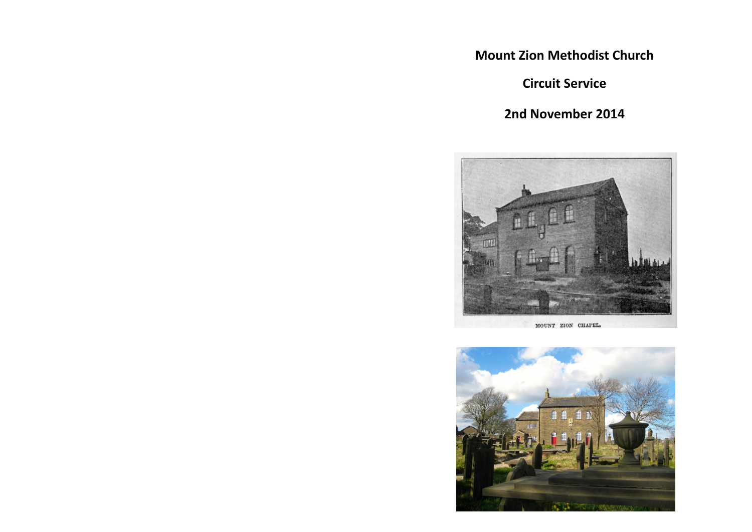# Mount Zion Methodist Church

## Circuit Service

## 2nd November 2014

MOUNT ZION CHAPEL.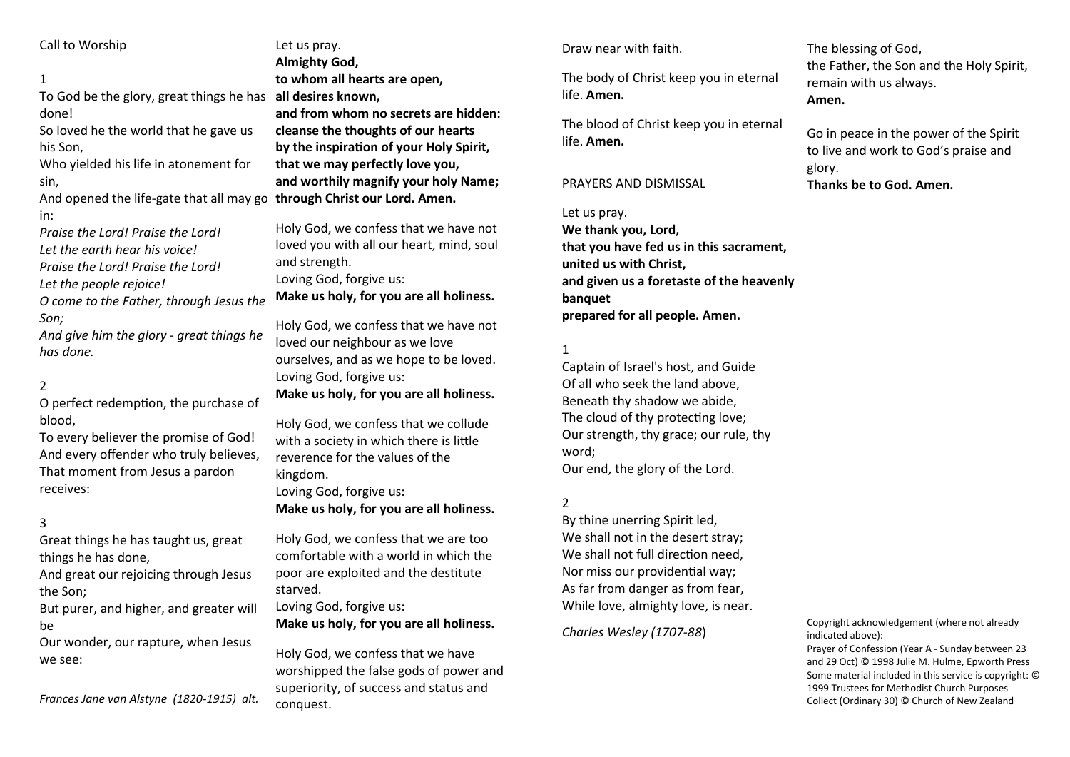Call to Worship

1

To God be the glory, great things he has done!
So loved he the world that he gave us his Son,
Who yielded his life in atonement for sin,
And opened the life-gate that all may go in:
*Praise the Lord! Praise the Lord!*
*Let the earth hear his voice!*
*Praise the Lord! Praise the Lord!*
*Let the people rejoice!*
*O come to the Father, through Jesus the Son;*
*And give him the glory - great things he has done.*

2

O perfect redemption, the purchase of blood,
To every believer the promise of God!
And every offender who truly believes,
That moment from Jesus a pardon receives:

3

Great things he has taught us, great things he has done,
And great our rejoicing through Jesus the Son;
But purer, and higher, and greater will be
Our wonder, our rapture, when Jesus we see:

*Frances Jane van Alstyne (1820-1915) alt.*

Let us pray.
**Almighty God,**
**to whom all hearts are open,**
**all desires known,**
**and from whom no secrets are hidden:**
**cleanse the thoughts of our hearts**
**by the inspiration of your Holy Spirit,**
**that we may perfectly love you,**
**and worthily magnify your holy Name;**
**through Christ our Lord. Amen.**

Holy God, we confess that we have not loved you with all our heart, mind, soul and strength.
Loving God, forgive us:
**Make us holy, for you are all holiness.**

Holy God, we confess that we have not loved our neighbour as we love ourselves, and as we hope to be loved.
Loving God, forgive us:
**Make us holy, for you are all holiness.**

Holy God, we confess that we collude with a society in which there is little reverence for the values of the kingdom.
Loving God, forgive us:
**Make us holy, for you are all holiness.**

Holy God, we confess that we are too comfortable with a world in which the poor are exploited and the destitute starved.
Loving God, forgive us:
**Make us holy, for you are all holiness.**

Holy God, we confess that we have worshipped the false gods of power and superiority, of success and status and conquest.

Draw near with faith.

The body of Christ keep you in eternal life. **Amen.**

The blood of Christ keep you in eternal life. **Amen.**

PRAYERS AND DISMISSAL

Let us pray.
**We thank you, Lord,**
**that you have fed us in this sacrament,**
**united us with Christ,**
**and given us a foretaste of the heavenly banquet**
**prepared for all people. Amen.**

1

Captain of Israel's host, and Guide
Of all who seek the land above,
Beneath thy shadow we abide,
The cloud of thy protecting love;
Our strength, thy grace; our rule, thy word;
Our end, the glory of the Lord.

2

By thine unerring Spirit led,
We shall not in the desert stray;
We shall not full direction need,
Nor miss our providential way;
As far from danger as from fear,
While love, almighty love, is near.

*Charles Wesley (1707-88)*

The blessing of God,
the Father, the Son and the Holy Spirit,
remain with us always.
**Amen.**

Go in peace in the power of the Spirit
to live and work to God's praise and glory.
**Thanks be to God. Amen.**

Copyright acknowledgement (where not already indicated above):
Prayer of Confession (Year A - Sunday between 23 and 29 Oct) © 1998 Julie M. Hulme, Epworth Press
Some material included in this service is copyright: © 1999 Trustees for Methodist Church Purposes
Collect (Ordinary 30) © Church of New Zealand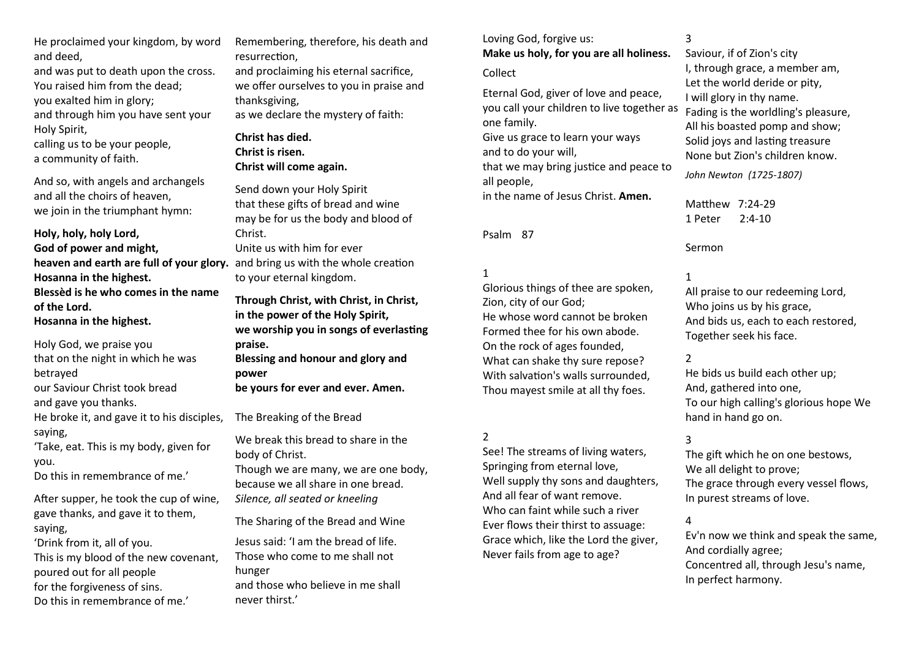He proclaimed your kingdom, by word and deed,
and was put to death upon the cross.
You raised him from the dead;
you exalted him in glory;
and through him you have sent your Holy Spirit,
calling us to be your people,
a community of faith.

And so, with angels and archangels
and all the choirs of heaven,
we join in the triumphant hymn:

**Holy, holy, holy Lord,**
**God of power and might,**
**heaven and earth are full of your glory.**
**Hosanna in the highest.**
**Blessèd is he who comes in the name of the Lord.**
**Hosanna in the highest.**

Holy God, we praise you
that on the night in which he was betrayed
our Saviour Christ took bread
and gave you thanks.
He broke it, and gave it to his disciples, saying,
'Take, eat. This is my body, given for you.
Do this in remembrance of me.'

After supper, he took the cup of wine,
gave thanks, and gave it to them, saying,
'Drink from it, all of you.
This is my blood of the new covenant,
poured out for all people
for the forgiveness of sins.
Do this in remembrance of me.'

Remembering, therefore, his death and resurrection,
and proclaiming his eternal sacrifice,
we offer ourselves to you in praise and thanksgiving,
as we declare the mystery of faith:

**Christ has died.**
**Christ is risen.**
**Christ will come again.**

Send down your Holy Spirit
that these gifts of bread and wine
may be for us the body and blood of Christ.
Unite us with him for ever
and bring us with the whole creation
to your eternal kingdom.

**Through Christ, with Christ, in Christ,**
**in the power of the Holy Spirit,**
**we worship you in songs of everlasting praise.**
**Blessing and honour and glory and power**
**be yours for ever and ever. Amen.**

The Breaking of the Bread

We break this bread to share in the body of Christ.
Though we are many, we are one body,
because we all share in one bread.
*Silence, all seated or kneeling*

The Sharing of the Bread and Wine

Jesus said: 'I am the bread of life.
Those who come to me shall not hunger
and those who believe in me shall never thirst.'

Loving God, forgive us:
**Make us holy, for you are all holiness.**

Collect

Eternal God, giver of love and peace,
you call your children to live together as one family.
Give us grace to learn your ways
and to do your will,
that we may bring justice and peace to all people,
in the name of Jesus Christ. **Amen.**

Psalm 87

1
Glorious things of thee are spoken,
Zion, city of our God;
He whose word cannot be broken
Formed thee for his own abode.
On the rock of ages founded,
What can shake thy sure repose?
With salvation's walls surrounded,
Thou mayest smile at all thy foes.

2
See! The streams of living waters,
Springing from eternal love,
Well supply thy sons and daughters,
And all fear of want remove.
Who can faint while such a river
Ever flows their thirst to assuage:
Grace which, like the Lord the giver,
Never fails from age to age?

3
Saviour, if of Zion's city
I, through grace, a member am,
Let the world deride or pity,
I will glory in thy name.
Fading is the worldling's pleasure,
All his boasted pomp and show;
Solid joys and lasting treasure
None but Zion's children know.

*John Newton (1725-1807)*

Matthew 7:24-29
1 Peter 2:4-10

Sermon

1
All praise to our redeeming Lord,
Who joins us by his grace,
And bids us, each to each restored,
Together seek his face.

2
He bids us build each other up;
And, gathered into one,
To our high calling's glorious hope We hand in hand go on.

3
The gift which he on one bestows,
We all delight to prove;
The grace through every vessel flows,
In purest streams of love.

4
Ev'n now we think and speak the same,
And cordially agree;
Concentred all, through Jesu's name,
In perfect harmony.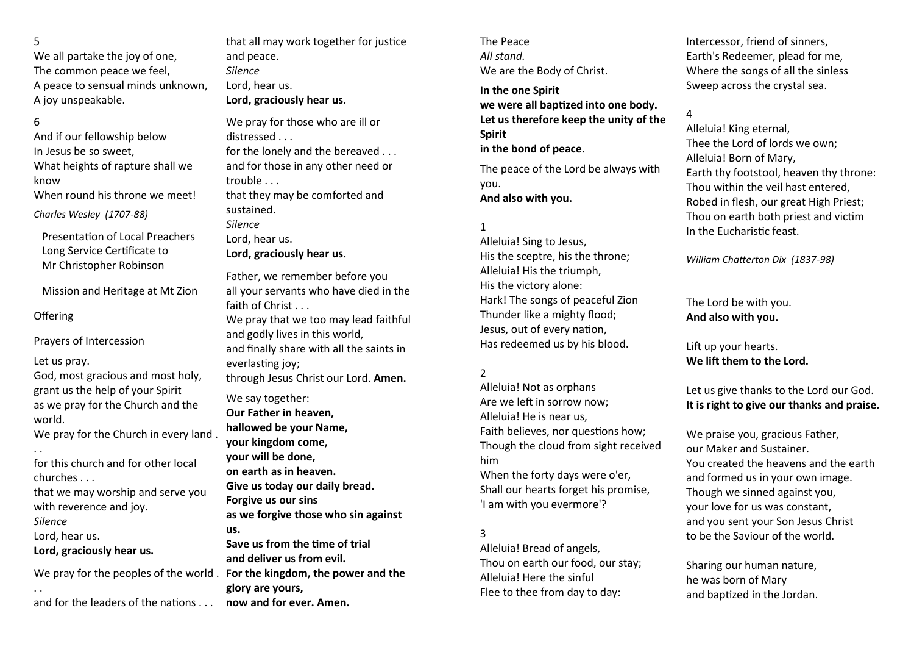5

We all partake the joy of one,
The common peace we feel,
A peace to sensual minds unknown,
A joy unspeakable.

6

And if our fellowship below
In Jesus be so sweet,
What heights of rapture shall we know
When round his throne we meet!

*Charles Wesley (1707-88)*

Presentation of Local Preachers Long Service Certificate to Mr Christopher Robinson

Mission and Heritage at Mt Zion

Offering

Prayers of Intercession

Let us pray.
God, most gracious and most holy,
grant us the help of your Spirit
as we pray for the Church and the world.
We pray for the Church in every land . . .
for this church and for other local churches . . .
that we may worship and serve you
with reverence and joy.
*Silence*
Lord, hear us.
**Lord, graciously hear us.**

We pray for the peoples of the world . . .
and for the leaders of the nations . . .
that all may work together for justice and peace.
*Silence*
Lord, hear us.
**Lord, graciously hear us.**

We pray for those who are ill or distressed . . .
for the lonely and the bereaved . . .
and for those in any other need or trouble . . .
that they may be comforted and sustained.
*Silence*
Lord, hear us.
**Lord, graciously hear us.**

Father, we remember before you
all your servants who have died in the faith of Christ . . .
We pray that we too may lead faithful and godly lives in this world,
and finally share with all the saints in everlasting joy;
through Jesus Christ our Lord. **Amen.**

We say together:
**Our Father in heaven,**
**hallowed be your Name,**
**your kingdom come,**
**your will be done,**
**on earth as in heaven.**
**Give us today our daily bread.**
**Forgive us our sins**
**as we forgive those who sin against us.**
**Save us from the time of trial**
**and deliver us from evil.**
**For the kingdom, the power and the glory are yours,**
**now and for ever. Amen.**

The Peace
*All stand.*
We are the Body of Christ.

**In the one Spirit**
**we were all baptized into one body.**
**Let us therefore keep the unity of the Spirit**
**in the bond of peace.**

The peace of the Lord be always with you.
**And also with you.**

1

Alleluia! Sing to Jesus,
His the sceptre, his the throne;
Alleluia! His the triumph,
His the victory alone:
Hark! The songs of peaceful Zion
Thunder like a mighty flood;
Jesus, out of every nation,
Has redeemed us by his blood.

2

Alleluia! Not as orphans
Are we left in sorrow now;
Alleluia! He is near us,
Faith believes, nor questions how;
Though the cloud from sight received him
When the forty days were o'er,
Shall our hearts forget his promise,
'I am with you evermore'?

3

Alleluia! Bread of angels,
Thou on earth our food, our stay;
Alleluia! Here the sinful
Flee to thee from day to day:
Intercessor, friend of sinners,
Earth's Redeemer, plead for me,
Where the songs of all the sinless
Sweep across the crystal sea.

4

Alleluia! King eternal,
Thee the Lord of lords we own;
Alleluia! Born of Mary,
Earth thy footstool, heaven thy throne:
Thou within the veil hast entered,
Robed in flesh, our great High Priest;
Thou on earth both priest and victim
In the Eucharistic feast.

*William Chatterton Dix (1837-98)*

The Lord be with you.
**And also with you.**

Lift up your hearts.
**We lift them to the Lord.**

Let us give thanks to the Lord our God.
**It is right to give our thanks and praise.**

We praise you, gracious Father,
our Maker and Sustainer.
You created the heavens and the earth
and formed us in your own image.
Though we sinned against you,
your love for us was constant,
and you sent your Son Jesus Christ
to be the Saviour of the world.

Sharing our human nature,
he was born of Mary
and baptized in the Jordan.